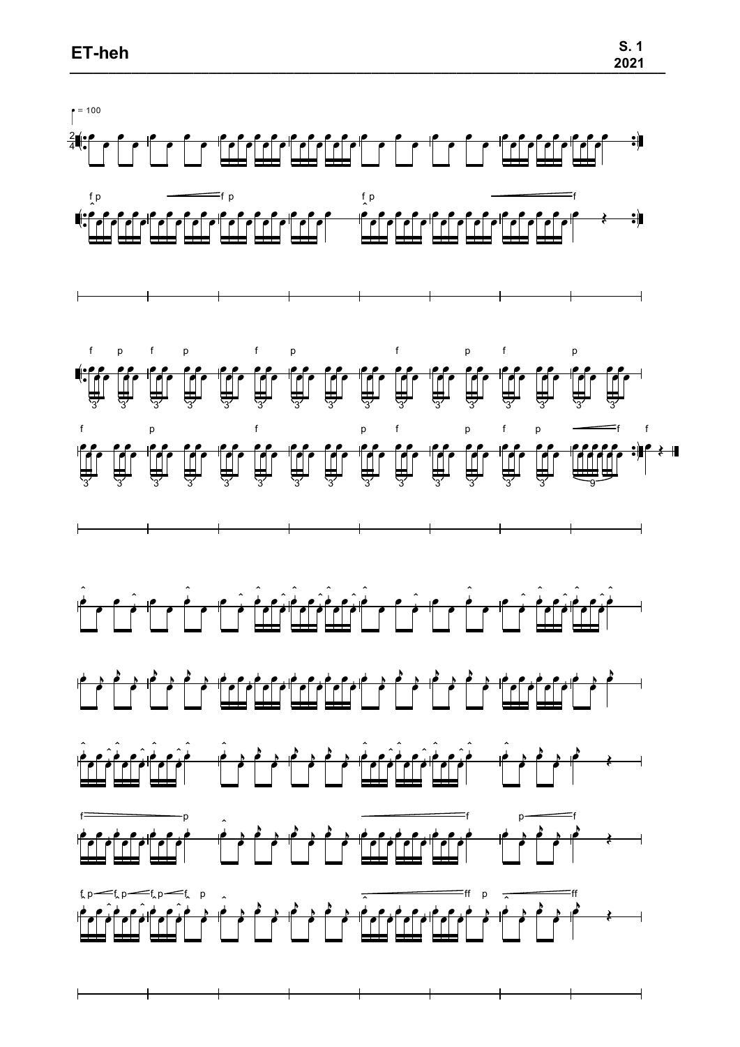**ET-heh**

**S. 1**
**2021**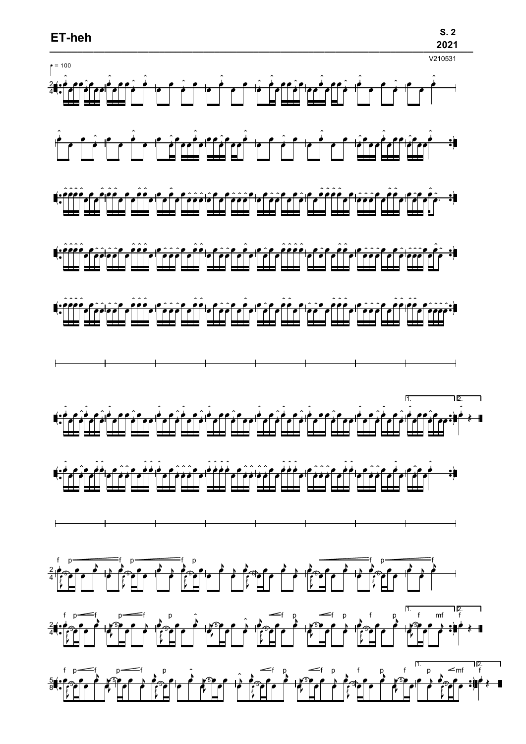# ET-heh

S. 2
2021

V210531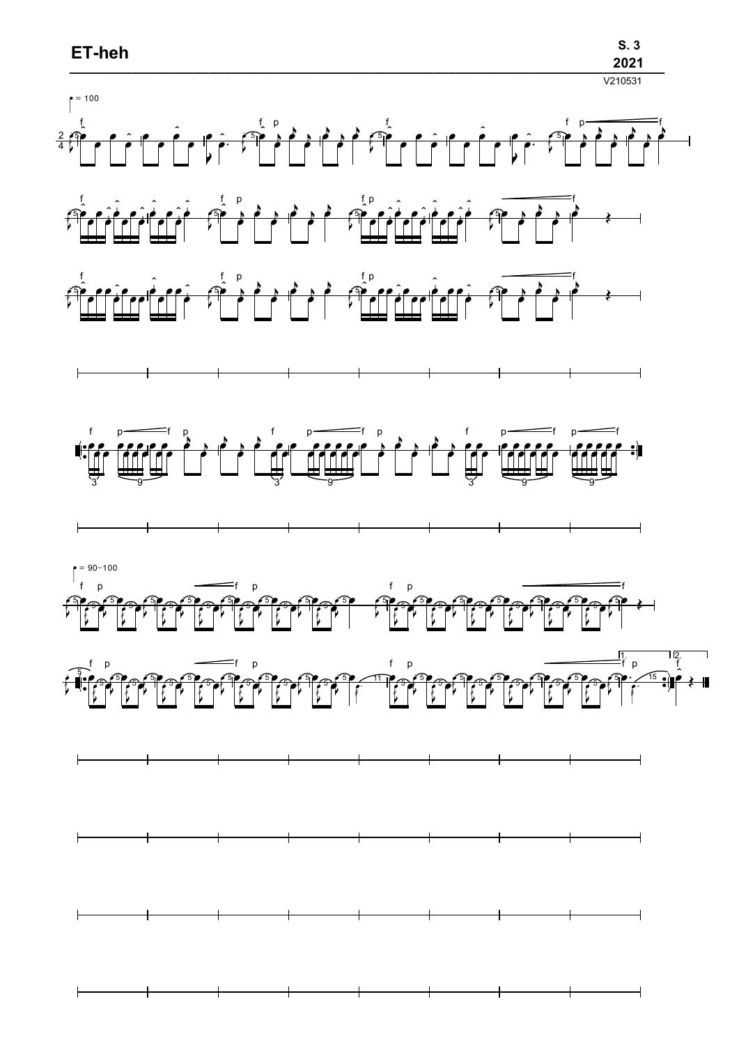# ET-heh

S. 3
2021
V210531